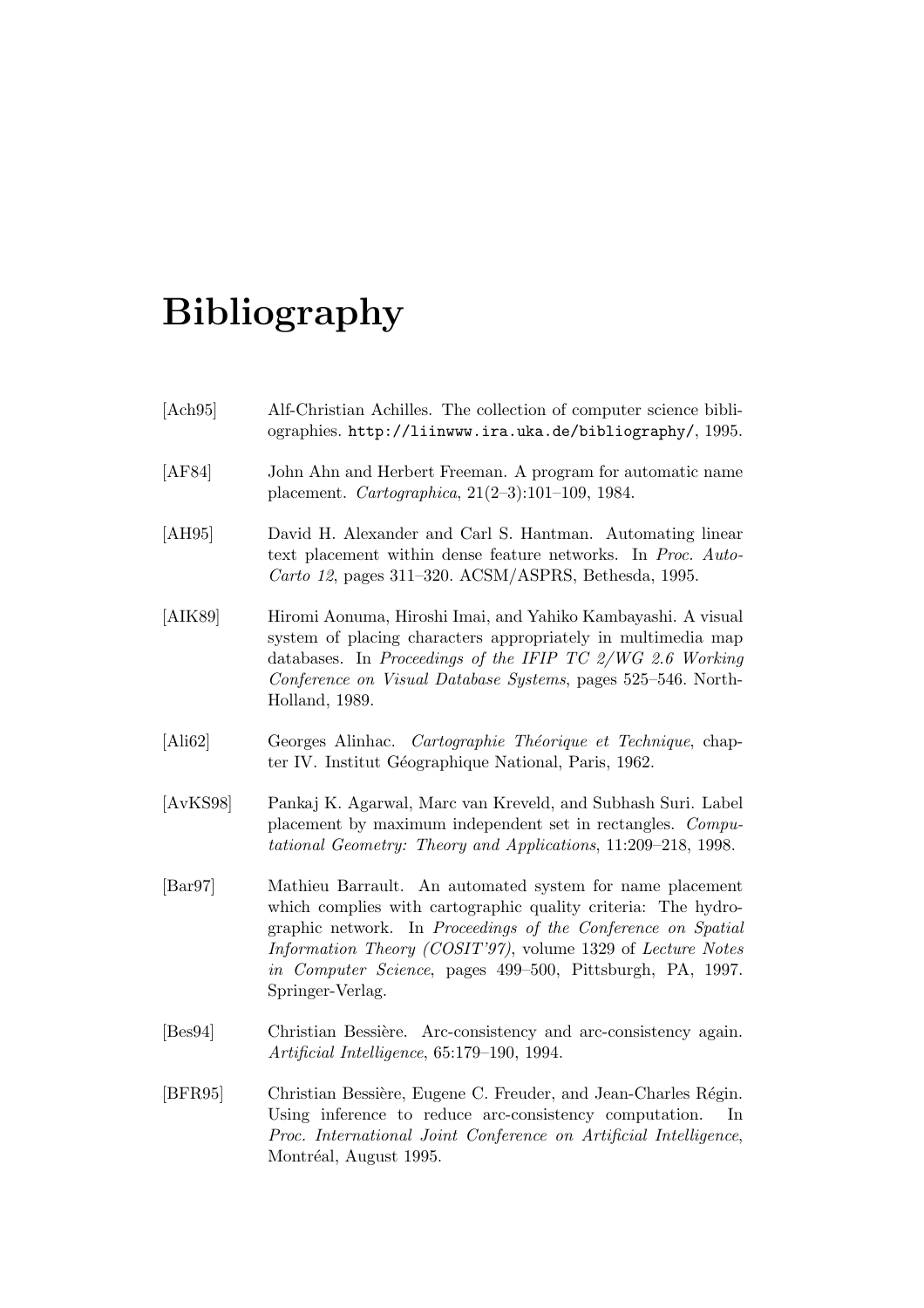# Bibliography

[Ach95] Alf-Christian Achilles. The collection of computer science bibliographies. `http://liinwww.ira.uka.de/bibliography/`, 1995.

[AF84] John Ahn and Herbert Freeman. A program for automatic name placement. *Cartographica*, 21(2–3):101–109, 1984.

[AH95] David H. Alexander and Carl S. Hantman. Automating linear text placement within dense feature networks. In *Proc. Auto-Carto 12*, pages 311–320. ACSM/ASPRS, Bethesda, 1995.

[AIK89] Hiromi Aonuma, Hiroshi Imai, and Yahiko Kambayashi. A visual system of placing characters appropriately in multimedia map databases. In *Proceedings of the IFIP TC 2/WG 2.6 Working Conference on Visual Database Systems*, pages 525–546. North-Holland, 1989.

[Ali62] Georges Alinhac. *Cartographie Théorique et Technique*, chapter IV. Institut Géographique National, Paris, 1962.

[AvKS98] Pankaj K. Agarwal, Marc van Kreveld, and Subhash Suri. Label placement by maximum independent set in rectangles. *Computational Geometry: Theory and Applications*, 11:209–218, 1998.

[Bar97] Mathieu Barrault. An automated system for name placement which complies with cartographic quality criteria: The hydrographic network. In *Proceedings of the Conference on Spatial Information Theory (COSIT'97)*, volume 1329 of *Lecture Notes in Computer Science*, pages 499–500, Pittsburgh, PA, 1997. Springer-Verlag.

[Bes94] Christian Bessière. Arc-consistency and arc-consistency again. *Artificial Intelligence*, 65:179–190, 1994.

[BFR95] Christian Bessière, Eugene C. Freuder, and Jean-Charles Régin. Using inference to reduce arc-consistency computation. In *Proc. International Joint Conference on Artificial Intelligence*, Montréal, August 1995.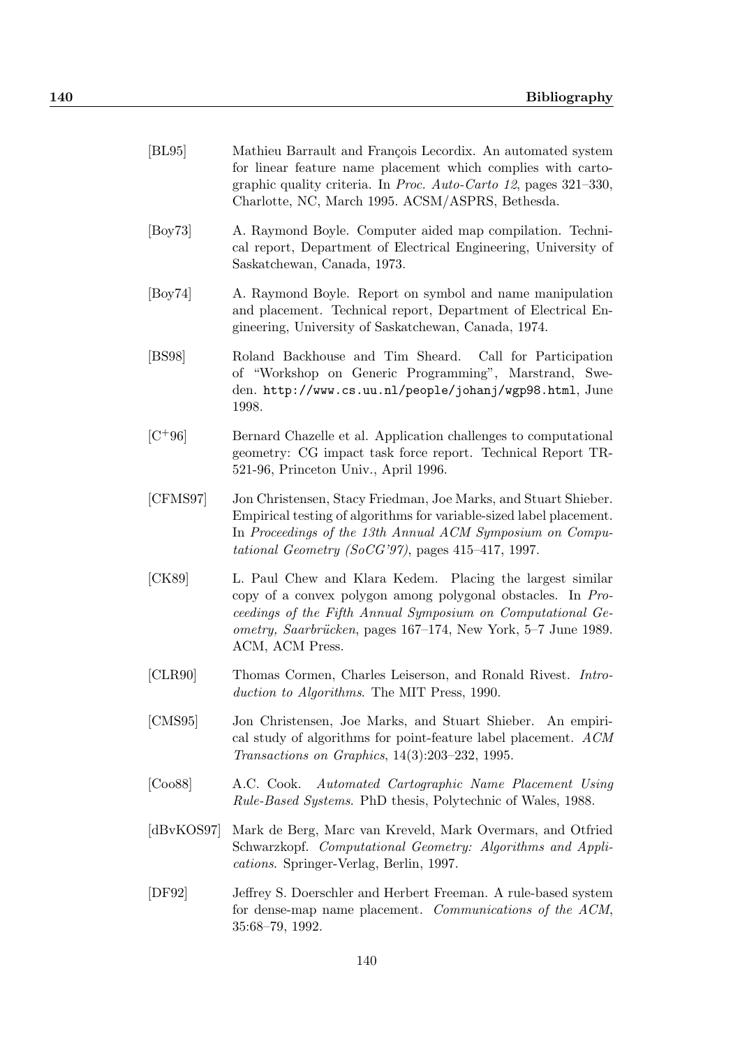[BL95] Mathieu Barrault and François Lecordix. An automated system for linear feature name placement which complies with cartographic quality criteria. In *Proc. Auto-Carto 12*, pages 321–330, Charlotte, NC, March 1995. ACSM/ASPRS, Bethesda.

[Boy73] A. Raymond Boyle. Computer aided map compilation. Technical report, Department of Electrical Engineering, University of Saskatchewan, Canada, 1973.

[Boy74] A. Raymond Boyle. Report on symbol and name manipulation and placement. Technical report, Department of Electrical Engineering, University of Saskatchewan, Canada, 1974.

[BS98] Roland Backhouse and Tim Sheard. Call for Participation of "Workshop on Generic Programming", Marstrand, Sweden. `http://www.cs.uu.nl/people/johanj/wgp98.html`, June 1998.

[C+96] Bernard Chazelle et al. Application challenges to computational geometry: CG impact task force report. Technical Report TR-521-96, Princeton Univ., April 1996.

[CFMS97] Jon Christensen, Stacy Friedman, Joe Marks, and Stuart Shieber. Empirical testing of algorithms for variable-sized label placement. In *Proceedings of the 13th Annual ACM Symposium on Computational Geometry (SoCG'97)*, pages 415–417, 1997.

[CK89] L. Paul Chew and Klara Kedem. Placing the largest similar copy of a convex polygon among polygonal obstacles. In *Proceedings of the Fifth Annual Symposium on Computational Geometry, Saarbrücken*, pages 167–174, New York, 5–7 June 1989. ACM, ACM Press.

[CLR90] Thomas Cormen, Charles Leiserson, and Ronald Rivest. *Introduction to Algorithms*. The MIT Press, 1990.

[CMS95] Jon Christensen, Joe Marks, and Stuart Shieber. An empirical study of algorithms for point-feature label placement. *ACM Transactions on Graphics*, 14(3):203–232, 1995.

[Coo88] A.C. Cook. *Automated Cartographic Name Placement Using Rule-Based Systems*. PhD thesis, Polytechnic of Wales, 1988.

[dBvKOS97] Mark de Berg, Marc van Kreveld, Mark Overmars, and Otfried Schwarzkopf. *Computational Geometry: Algorithms and Applications*. Springer-Verlag, Berlin, 1997.

[DF92] Jeffrey S. Doerschler and Herbert Freeman. A rule-based system for dense-map name placement. *Communications of the ACM*, 35:68–79, 1992.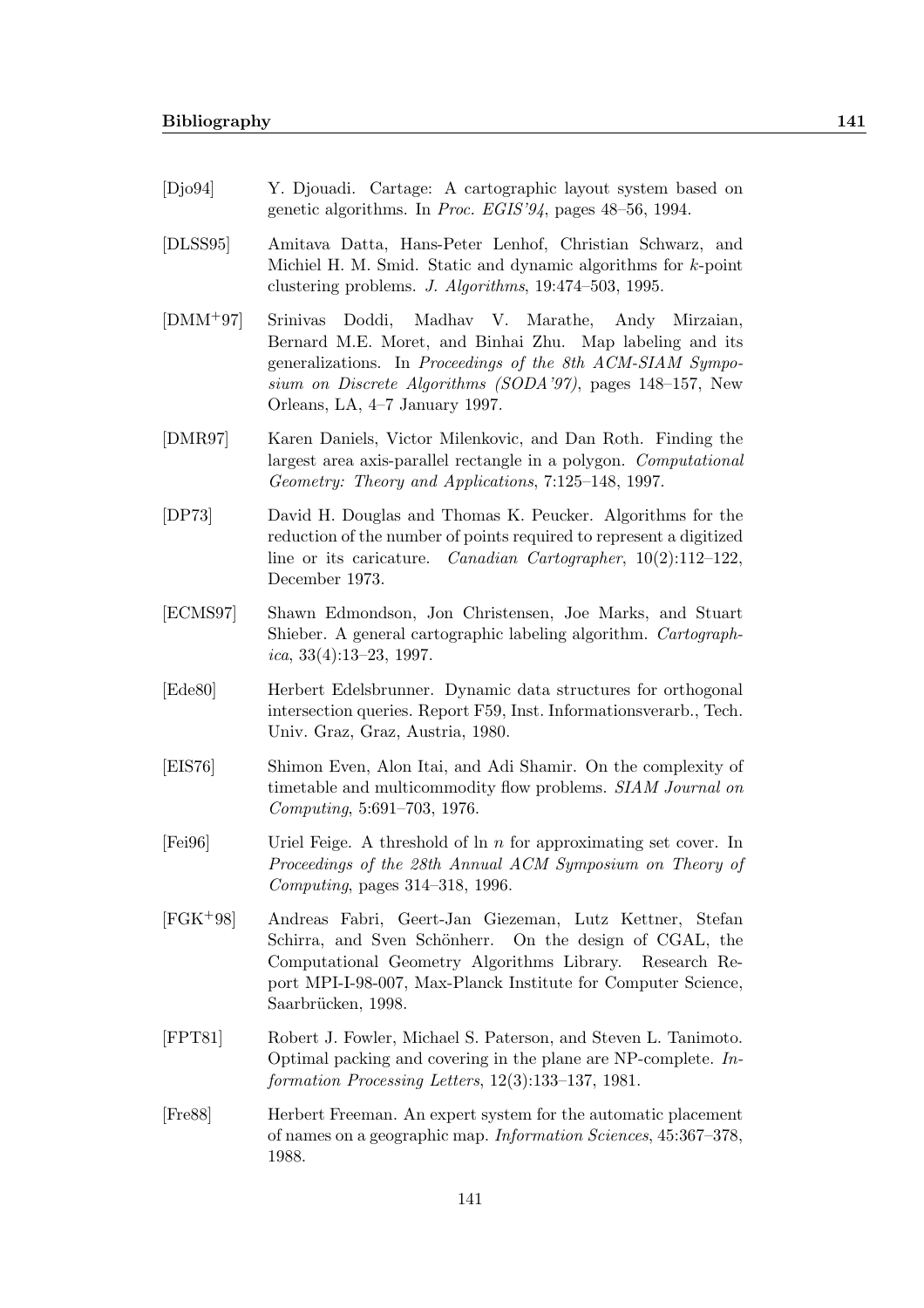[Djo94] Y. Djouadi. Cartage: A cartographic layout system based on genetic algorithms. In *Proc. EGIS'94*, pages 48–56, 1994.

[DLSS95] Amitava Datta, Hans-Peter Lenhof, Christian Schwarz, and Michiel H. M. Smid. Static and dynamic algorithms for $k$-point clustering problems. *J. Algorithms*, 19:474–503, 1995.

[DMM+97] Srinivas Doddi, Madhav V. Marathe, Andy Mirzaian, Bernard M.E. Moret, and Binhai Zhu. Map labeling and its generalizations. In *Proceedings of the 8th ACM-SIAM Symposium on Discrete Algorithms (SODA'97)*, pages 148–157, New Orleans, LA, 4–7 January 1997.

[DMR97] Karen Daniels, Victor Milenkovic, and Dan Roth. Finding the largest area axis-parallel rectangle in a polygon. *Computational Geometry: Theory and Applications*, 7:125–148, 1997.

[DP73] David H. Douglas and Thomas K. Peucker. Algorithms for the reduction of the number of points required to represent a digitized line or its caricature. *Canadian Cartographer*, 10(2):112–122, December 1973.

[ECMS97] Shawn Edmondson, Jon Christensen, Joe Marks, and Stuart Shieber. A general cartographic labeling algorithm. *Cartographica*, 33(4):13–23, 1997.

[Ede80] Herbert Edelsbrunner. Dynamic data structures for orthogonal intersection queries. Report F59, Inst. Informationsverarb., Tech. Univ. Graz, Graz, Austria, 1980.

[EIS76] Shimon Even, Alon Itai, and Adi Shamir. On the complexity of timetable and multicommodity flow problems. *SIAM Journal on Computing*, 5:691–703, 1976.

[Fei96] Uriel Feige. A threshold of ln $n$ for approximating set cover. In *Proceedings of the 28th Annual ACM Symposium on Theory of Computing*, pages 314–318, 1996.

[FGK+98] Andreas Fabri, Geert-Jan Giezeman, Lutz Kettner, Stefan Schirra, and Sven Schönherr. On the design of CGAL, the Computational Geometry Algorithms Library. Research Report MPI-I-98-007, Max-Planck Institute for Computer Science, Saarbrücken, 1998.

[FPT81] Robert J. Fowler, Michael S. Paterson, and Steven L. Tanimoto. Optimal packing and covering in the plane are NP-complete. *Information Processing Letters*, 12(3):133–137, 1981.

[Fre88] Herbert Freeman. An expert system for the automatic placement of names on a geographic map. *Information Sciences*, 45:367–378, 1988.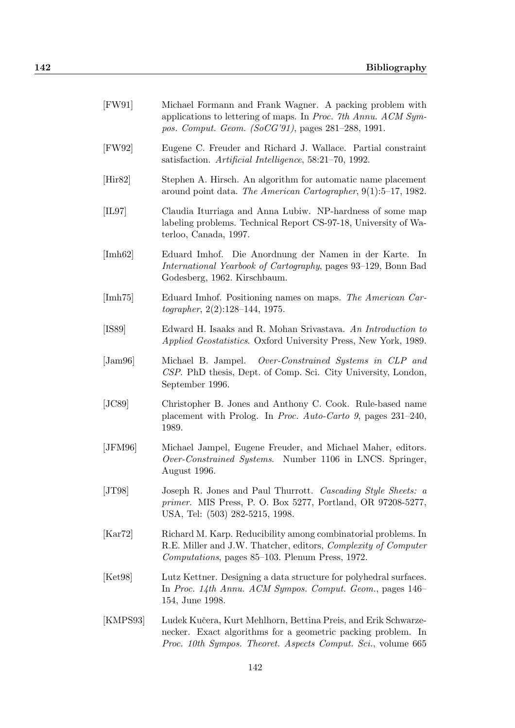[FW91] Michael Formann and Frank Wagner. A packing problem with applications to lettering of maps. In *Proc. 7th Annu. ACM Sympos. Comput. Geom. (SoCG'91)*, pages 281–288, 1991.

[FW92] Eugene C. Freuder and Richard J. Wallace. Partial constraint satisfaction. *Artificial Intelligence*, 58:21–70, 1992.

[Hir82] Stephen A. Hirsch. An algorithm for automatic name placement around point data. *The American Cartographer*, 9(1):5–17, 1982.

[IL97] Claudia Iturriaga and Anna Lubiw. NP-hardness of some map labeling problems. Technical Report CS-97-18, University of Waterloo, Canada, 1997.

[Imh62] Eduard Imhof. Die Anordnung der Namen in der Karte. In *International Yearbook of Cartography*, pages 93–129, Bonn Bad Godesberg, 1962. Kirschbaum.

[Imh75] Eduard Imhof. Positioning names on maps. *The American Cartographer*, 2(2):128–144, 1975.

[IS89] Edward H. Isaaks and R. Mohan Srivastava. *An Introduction to Applied Geostatistics*. Oxford University Press, New York, 1989.

[Jam96] Michael B. Jampel. *Over-Constrained Systems in CLP and CSP*. PhD thesis, Dept. of Comp. Sci. City University, London, September 1996.

[JC89] Christopher B. Jones and Anthony C. Cook. Rule-based name placement with Prolog. In *Proc. Auto-Carto 9*, pages 231–240, 1989.

[JFM96] Michael Jampel, Eugene Freuder, and Michael Maher, editors. *Over-Constrained Systems*. Number 1106 in LNCS. Springer, August 1996.

[JT98] Joseph R. Jones and Paul Thurrott. *Cascading Style Sheets: a primer*. MIS Press, P. O. Box 5277, Portland, OR 97208-5277, USA, Tel: (503) 282-5215, 1998.

[Kar72] Richard M. Karp. Reducibility among combinatorial problems. In R.E. Miller and J.W. Thatcher, editors, *Complexity of Computer Computations*, pages 85–103. Plenum Press, 1972.

[Ket98] Lutz Kettner. Designing a data structure for polyhedral surfaces. In *Proc. 14th Annu. ACM Sympos. Comput. Geom.*, pages 146–154, June 1998.

[KMPS93] Ludek Kučera, Kurt Mehlhorn, Bettina Preis, and Erik Schwarzenecker. Exact algorithms for a geometric packing problem. In *Proc. 10th Sympos. Theoret. Aspects Comput. Sci.*, volume 665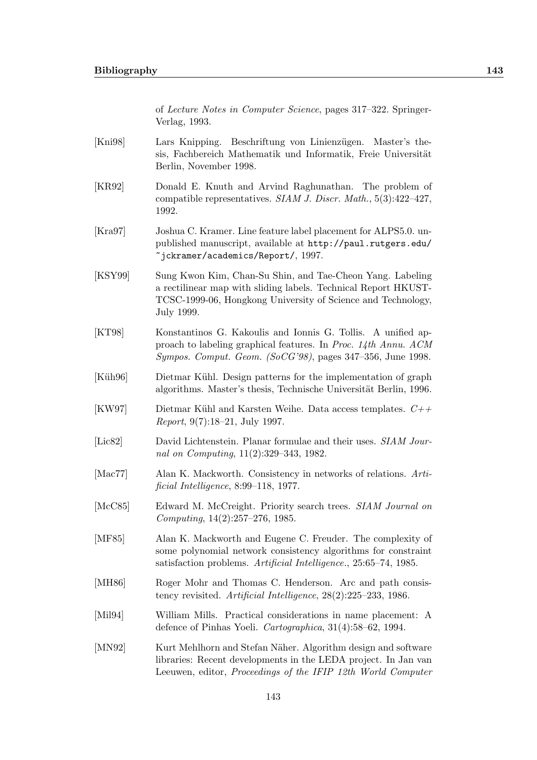of *Lecture Notes in Computer Science*, pages 317–322. Springer-Verlag, 1993.

[Kni98] Lars Knipping. Beschriftung von Linienzügen. Master's thesis, Fachbereich Mathematik und Informatik, Freie Universität Berlin, November 1998.

[KR92] Donald E. Knuth and Arvind Raghunathan. The problem of compatible representatives. *SIAM J. Discr. Math.*, 5(3):422–427, 1992.

[Kra97] Joshua C. Kramer. Line feature label placement for ALPS5.0. unpublished manuscript, available at `http://paul.rutgers.edu/~jckramer/academics/Report/`, 1997.

[KSY99] Sung Kwon Kim, Chan-Su Shin, and Tae-Cheon Yang. Labeling a rectilinear map with sliding labels. Technical Report HKUST-TCSC-1999-06, Hongkong University of Science and Technology, July 1999.

[KT98] Konstantinos G. Kakoulis and Ionnis G. Tollis. A unified approach to labeling graphical features. In *Proc. 14th Annu. ACM Sympos. Comput. Geom. (SoCG'98)*, pages 347–356, June 1998.

[Küh96] Dietmar Kühl. Design patterns for the implementation of graph algorithms. Master's thesis, Technische Universität Berlin, 1996.

[KW97] Dietmar Kühl and Karsten Weihe. Data access templates. *C++ Report*, 9(7):18–21, July 1997.

[Lic82] David Lichtenstein. Planar formulae and their uses. *SIAM Journal on Computing*, 11(2):329–343, 1982.

[Mac77] Alan K. Mackworth. Consistency in networks of relations. *Artificial Intelligence*, 8:99–118, 1977.

[McC85] Edward M. McCreight. Priority search trees. *SIAM Journal on Computing*, 14(2):257–276, 1985.

[MF85] Alan K. Mackworth and Eugene C. Freuder. The complexity of some polynomial network consistency algorithms for constraint satisfaction problems. *Artificial Intelligence.*, 25:65–74, 1985.

[MH86] Roger Mohr and Thomas C. Henderson. Arc and path consistency revisited. *Artificial Intelligence*, 28(2):225–233, 1986.

[Mil94] William Mills. Practical considerations in name placement: A defence of Pinhas Yoeli. *Cartographica*, 31(4):58–62, 1994.

[MN92] Kurt Mehlhorn and Stefan Näher. Algorithm design and software libraries: Recent developments in the LEDA project. In Jan van Leeuwen, editor, *Proceedings of the IFIP 12th World Computer*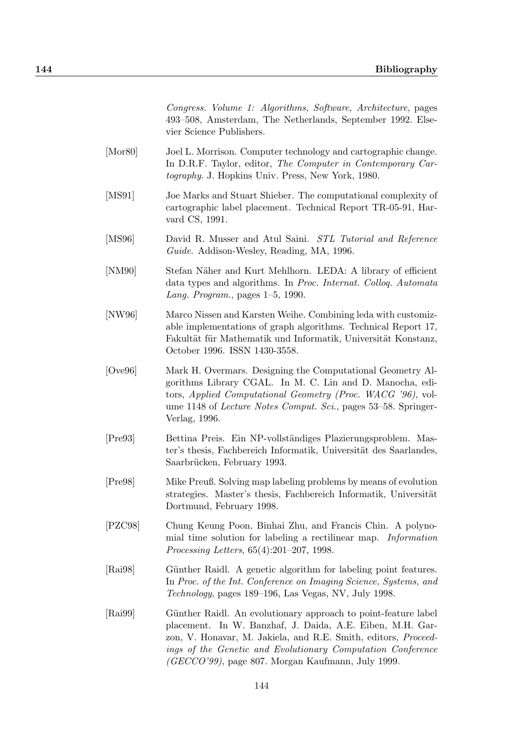*Congress. Volume 1: Algorithms, Software, Architecture*, pages 493–508, Amsterdam, The Netherlands, September 1992. Elsevier Science Publishers.

[Mor80] Joel L. Morrison. Computer technology and cartographic change. In D.R.F. Taylor, editor, *The Computer in Contemporary Cartography*. J. Hopkins Univ. Press, New York, 1980.

[MS91] Joe Marks and Stuart Shieber. The computational complexity of cartographic label placement. Technical Report TR-05-91, Harvard CS, 1991.

[MS96] David R. Musser and Atul Saini. *STL Tutorial and Reference Guide*. Addison-Wesley, Reading, MA, 1996.

[NM90] Stefan Näher and Kurt Mehlhorn. LEDA: A library of efficient data types and algorithms. In *Proc. Internat. Colloq. Automata Lang. Program.*, pages 1–5, 1990.

[NW96] Marco Nissen and Karsten Weihe. Combining leda with customizable implementations of graph algorithms. Technical Report 17, Fakultät für Mathematik und Informatik, Universität Konstanz, October 1996. ISSN 1430-3558.

[Ove96] Mark H. Overmars. Designing the Computational Geometry Algorithms Library CGAL. In M. C. Lin and D. Manocha, editors, *Applied Computational Geometry (Proc. WACG '96)*, volume 1148 of *Lecture Notes Comput. Sci.*, pages 53–58. Springer-Verlag, 1996.

[Pre93] Bettina Preis. Ein NP-vollständiges Plazierungsproblem. Master's thesis, Fachbereich Informatik, Universität des Saarlandes, Saarbrücken, February 1993.

[Pre98] Mike Preuß. Solving map labeling problems by means of evolution strategies. Master's thesis, Fachbereich Informatik, Universität Dortmund, February 1998.

[PZC98] Chung Keung Poon, Binhai Zhu, and Francis Chin. A polynomial time solution for labeling a rectilinear map. *Information Processing Letters*, 65(4):201–207, 1998.

[Rai98] Günther Raidl. A genetic algorithm for labeling point features. In *Proc. of the Int. Conference on Imaging Science, Systems, and Technology*, pages 189–196, Las Vegas, NV, July 1998.

[Rai99] Günther Raidl. An evolutionary approach to point-feature label placement. In W. Banzhaf, J. Daida, A.E. Eiben, M.H. Garzon, V. Honavar, M. Jakiela, and R.E. Smith, editors, *Proceedings of the Genetic and Evolutionary Computation Conference (GECCO'99)*, page 807. Morgan Kaufmann, July 1999.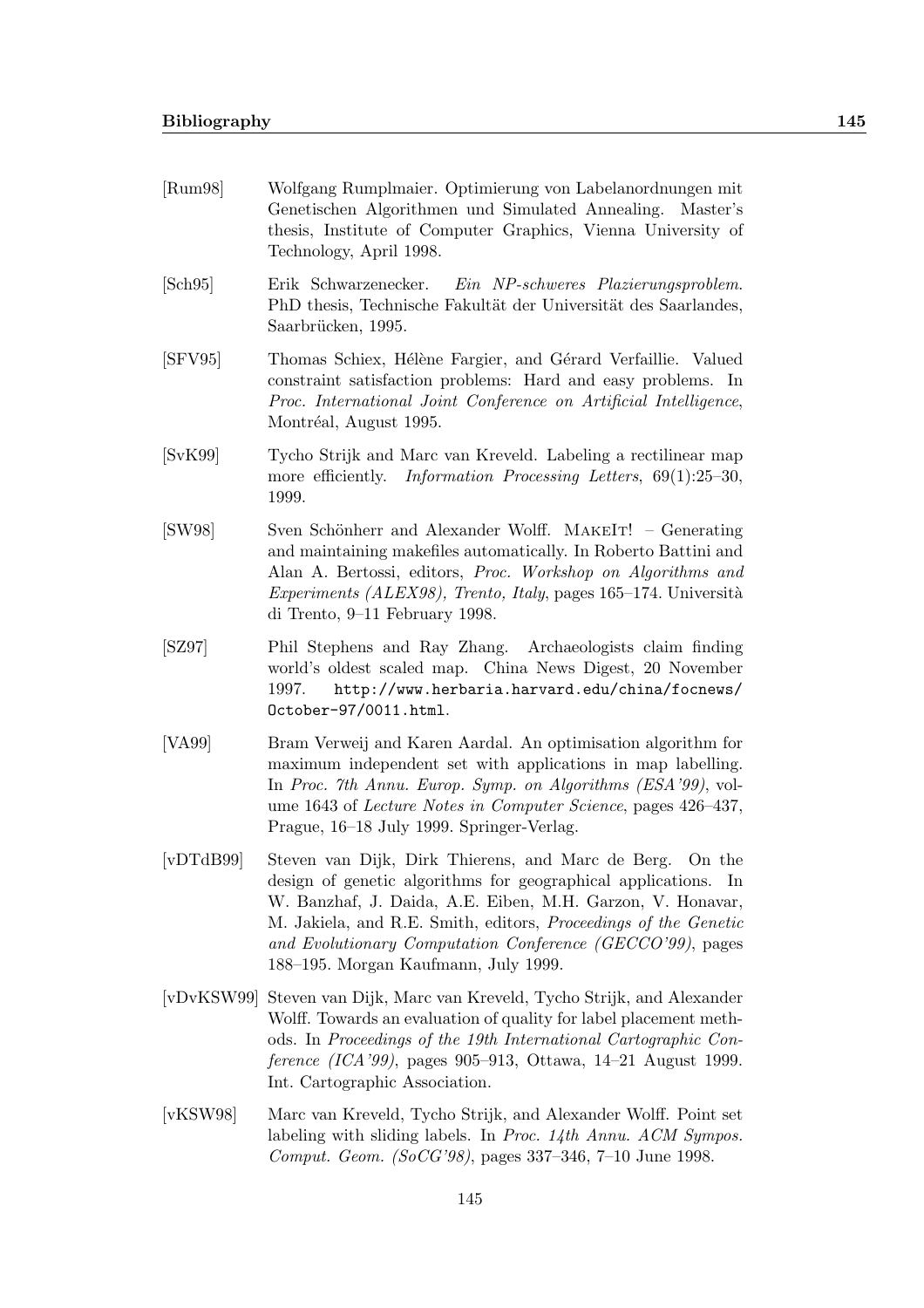[Rum98] Wolfgang Rumplmaier. Optimierung von Labelanordnungen mit Genetischen Algorithmen und Simulated Annealing. Master's thesis, Institute of Computer Graphics, Vienna University of Technology, April 1998.

[Sch95] Erik Schwarzenecker. *Ein NP-schweres Plazierungsproblem.* PhD thesis, Technische Fakultät der Universität des Saarlandes, Saarbrücken, 1995.

[SFV95] Thomas Schiex, Hélène Fargier, and Gérard Verfaillie. Valued constraint satisfaction problems: Hard and easy problems. In *Proc. International Joint Conference on Artificial Intelligence*, Montréal, August 1995.

[SvK99] Tycho Strijk and Marc van Kreveld. Labeling a rectilinear map more efficiently. *Information Processing Letters*, 69(1):25–30, 1999.

[SW98] Sven Schönherr and Alexander Wolff. MakeIt! – Generating and maintaining makefiles automatically. In Roberto Battini and Alan A. Bertossi, editors, *Proc. Workshop on Algorithms and Experiments (ALEX98), Trento, Italy*, pages 165–174. Università di Trento, 9–11 February 1998.

[SZ97] Phil Stephens and Ray Zhang. Archaeologists claim finding world's oldest scaled map. China News Digest, 20 November 1997. `http://www.herbaria.harvard.edu/china/focnews/October-97/0011.html`.

[VA99] Bram Verweij and Karen Aardal. An optimisation algorithm for maximum independent set with applications in map labelling. In *Proc. 7th Annu. Europ. Symp. on Algorithms (ESA'99)*, volume 1643 of *Lecture Notes in Computer Science*, pages 426–437, Prague, 16–18 July 1999. Springer-Verlag.

[vDTdB99] Steven van Dijk, Dirk Thierens, and Marc de Berg. On the design of genetic algorithms for geographical applications. In W. Banzhaf, J. Daida, A.E. Eiben, M.H. Garzon, V. Honavar, M. Jakiela, and R.E. Smith, editors, *Proceedings of the Genetic and Evolutionary Computation Conference (GECCO'99)*, pages 188–195. Morgan Kaufmann, July 1999.

[vDvKSW99] Steven van Dijk, Marc van Kreveld, Tycho Strijk, and Alexander Wolff. Towards an evaluation of quality for label placement methods. In *Proceedings of the 19th International Cartographic Conference (ICA'99)*, pages 905–913, Ottawa, 14–21 August 1999. Int. Cartographic Association.

[vKSW98] Marc van Kreveld, Tycho Strijk, and Alexander Wolff. Point set labeling with sliding labels. In *Proc. 14th Annu. ACM Sympos. Comput. Geom. (SoCG'98)*, pages 337–346, 7–10 June 1998.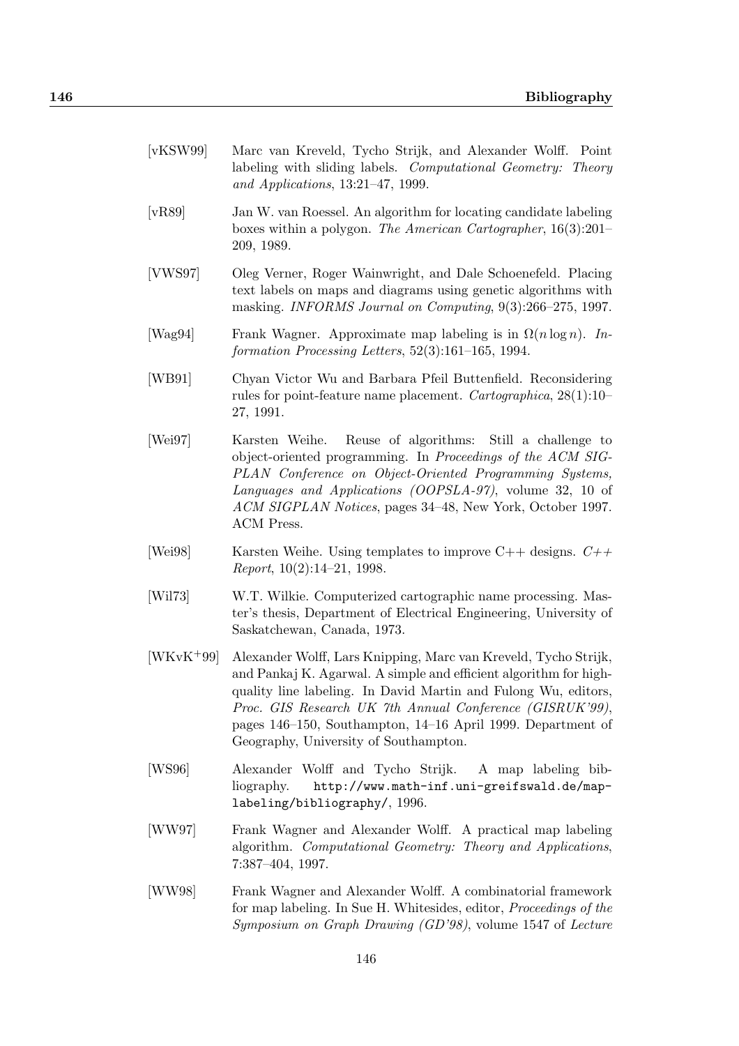[vKSW99] Marc van Kreveld, Tycho Strijk, and Alexander Wolff. Point labeling with sliding labels. *Computational Geometry: Theory and Applications*, 13:21–47, 1999.

[vR89] Jan W. van Roessel. An algorithm for locating candidate labeling boxes within a polygon. *The American Cartographer*, 16(3):201–209, 1989.

[VWS97] Oleg Verner, Roger Wainwright, and Dale Schoenefeld. Placing text labels on maps and diagrams using genetic algorithms with masking. *INFORMS Journal on Computing*, 9(3):266–275, 1997.

[Wag94] Frank Wagner. Approximate map labeling is in $\Omega(n \log n)$. *Information Processing Letters*, 52(3):161–165, 1994.

[WB91] Chyan Victor Wu and Barbara Pfeil Buttenfield. Reconsidering rules for point-feature name placement. *Cartographica*, 28(1):10–27, 1991.

[Wei97] Karsten Weihe. Reuse of algorithms: Still a challenge to object-oriented programming. In *Proceedings of the ACM SIGPLAN Conference on Object-Oriented Programming Systems, Languages and Applications (OOPSLA-97)*, volume 32, 10 of *ACM SIGPLAN Notices*, pages 34–48, New York, October 1997. ACM Press.

[Wei98] Karsten Weihe. Using templates to improve C++ designs. *C++ Report*, 10(2):14–21, 1998.

[Wil73] W.T. Wilkie. Computerized cartographic name processing. Master's thesis, Department of Electrical Engineering, University of Saskatchewan, Canada, 1973.

[WKvK+99] Alexander Wolff, Lars Knipping, Marc van Kreveld, Tycho Strijk, and Pankaj K. Agarwal. A simple and efficient algorithm for high-quality line labeling. In David Martin and Fulong Wu, editors, *Proc. GIS Research UK 7th Annual Conference (GISRUK'99)*, pages 146–150, Southampton, 14–16 April 1999. Department of Geography, University of Southampton.

[WS96] Alexander Wolff and Tycho Strijk. A map labeling bibliography. `http://www.math-inf.uni-greifswald.de/map-labeling/bibliography/`, 1996.

[WW97] Frank Wagner and Alexander Wolff. A practical map labeling algorithm. *Computational Geometry: Theory and Applications*, 7:387–404, 1997.

[WW98] Frank Wagner and Alexander Wolff. A combinatorial framework for map labeling. In Sue H. Whitesides, editor, *Proceedings of the Symposium on Graph Drawing (GD'98)*, volume 1547 of *Lecture*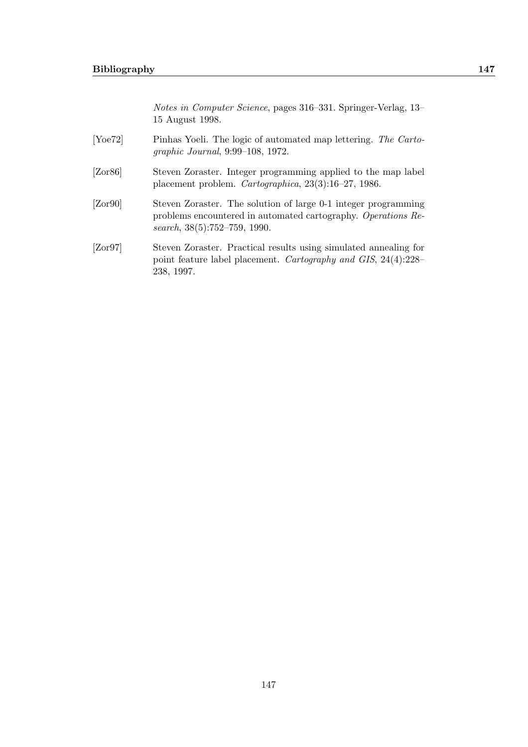*Notes in Computer Science*, pages 316–331. Springer-Verlag, 13–15 August 1998.

[Yoe72] Pinhas Yoeli. The logic of automated map lettering. *The Cartographic Journal*, 9:99–108, 1972.

[Zor86] Steven Zoraster. Integer programming applied to the map label placement problem. *Cartographica*, 23(3):16–27, 1986.

[Zor90] Steven Zoraster. The solution of large 0-1 integer programming problems encountered in automated cartography. *Operations Research*, 38(5):752–759, 1990.

[Zor97] Steven Zoraster. Practical results using simulated annealing for point feature label placement. *Cartography and GIS*, 24(4):228–238, 1997.